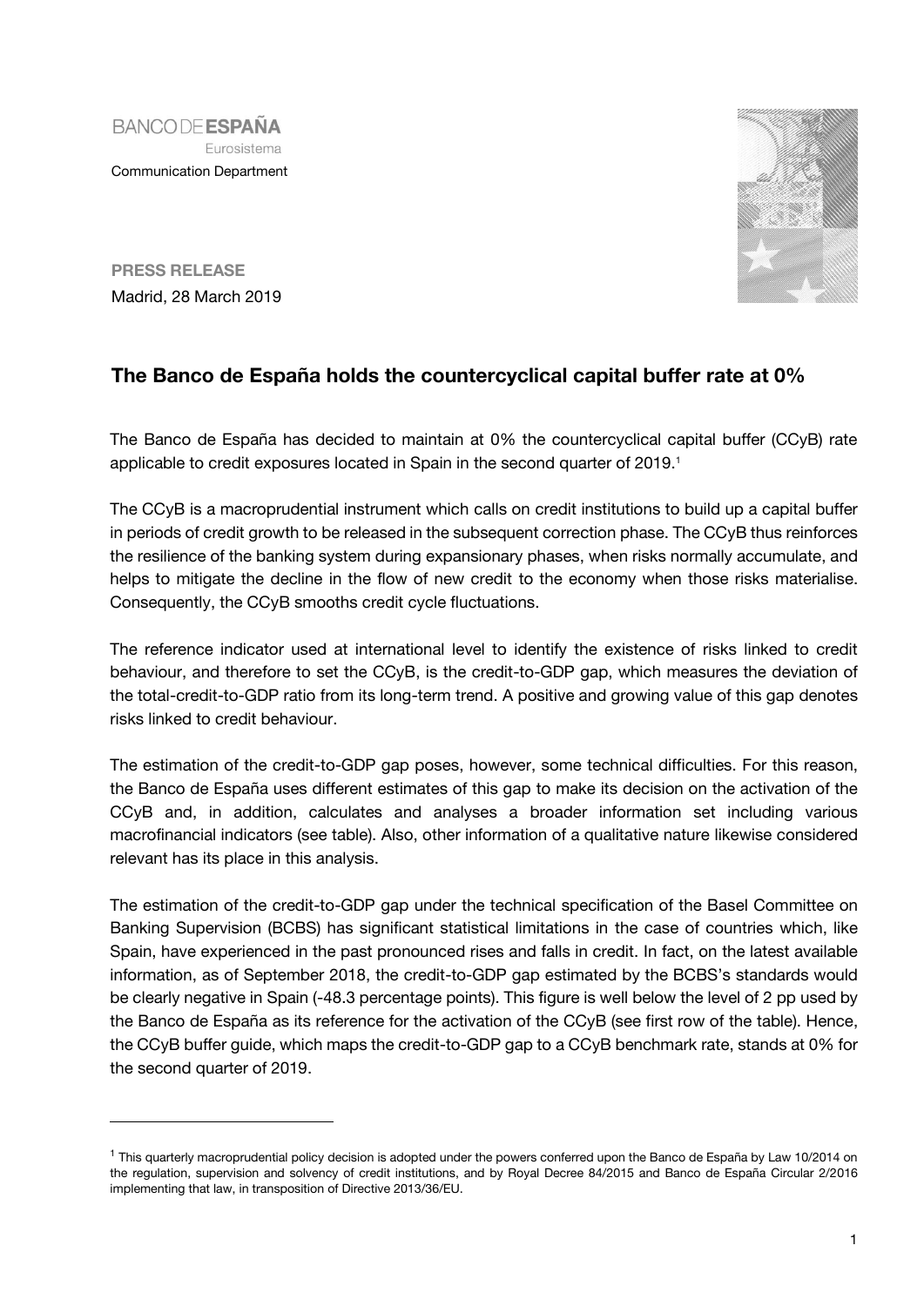BANCO DE ESPAÑA
Eurosistema
Communication Department

**PRESS RELEASE**
Madrid, 28 March 2019

## The Banco de España holds the countercyclical capital buffer rate at 0%

The Banco de España has decided to maintain at 0% the countercyclical capital buffer (CCyB) rate applicable to credit exposures located in Spain in the second quarter of 2019.[1]

The CCyB is a macroprudential instrument which calls on credit institutions to build up a capital buffer in periods of credit growth to be released in the subsequent correction phase. The CCyB thus reinforces the resilience of the banking system during expansionary phases, when risks normally accumulate, and helps to mitigate the decline in the flow of new credit to the economy when those risks materialise. Consequently, the CCyB smooths credit cycle fluctuations.

The reference indicator used at international level to identify the existence of risks linked to credit behaviour, and therefore to set the CCyB, is the credit-to-GDP gap, which measures the deviation of the total-credit-to-GDP ratio from its long-term trend. A positive and growing value of this gap denotes risks linked to credit behaviour.

The estimation of the credit-to-GDP gap poses, however, some technical difficulties. For this reason, the Banco de España uses different estimates of this gap to make its decision on the activation of the CCyB and, in addition, calculates and analyses a broader information set including various macrofinancial indicators (see table). Also, other information of a qualitative nature likewise considered relevant has its place in this analysis.

The estimation of the credit-to-GDP gap under the technical specification of the Basel Committee on Banking Supervision (BCBS) has significant statistical limitations in the case of countries which, like Spain, have experienced in the past pronounced rises and falls in credit. In fact, on the latest available information, as of September 2018, the credit-to-GDP gap estimated by the BCBS's standards would be clearly negative in Spain (-48.3 percentage points). This figure is well below the level of 2 pp used by the Banco de España as its reference for the activation of the CCyB (see first row of the table). Hence, the CCyB buffer guide, which maps the credit-to-GDP gap to a CCyB benchmark rate, stands at 0% for the second quarter of 2019.

[1] This quarterly macroprudential policy decision is adopted under the powers conferred upon the Banco de España by Law 10/2014 on the regulation, supervision and solvency of credit institutions, and by Royal Decree 84/2015 and Banco de España Circular 2/2016 implementing that law, in transposition of Directive 2013/36/EU.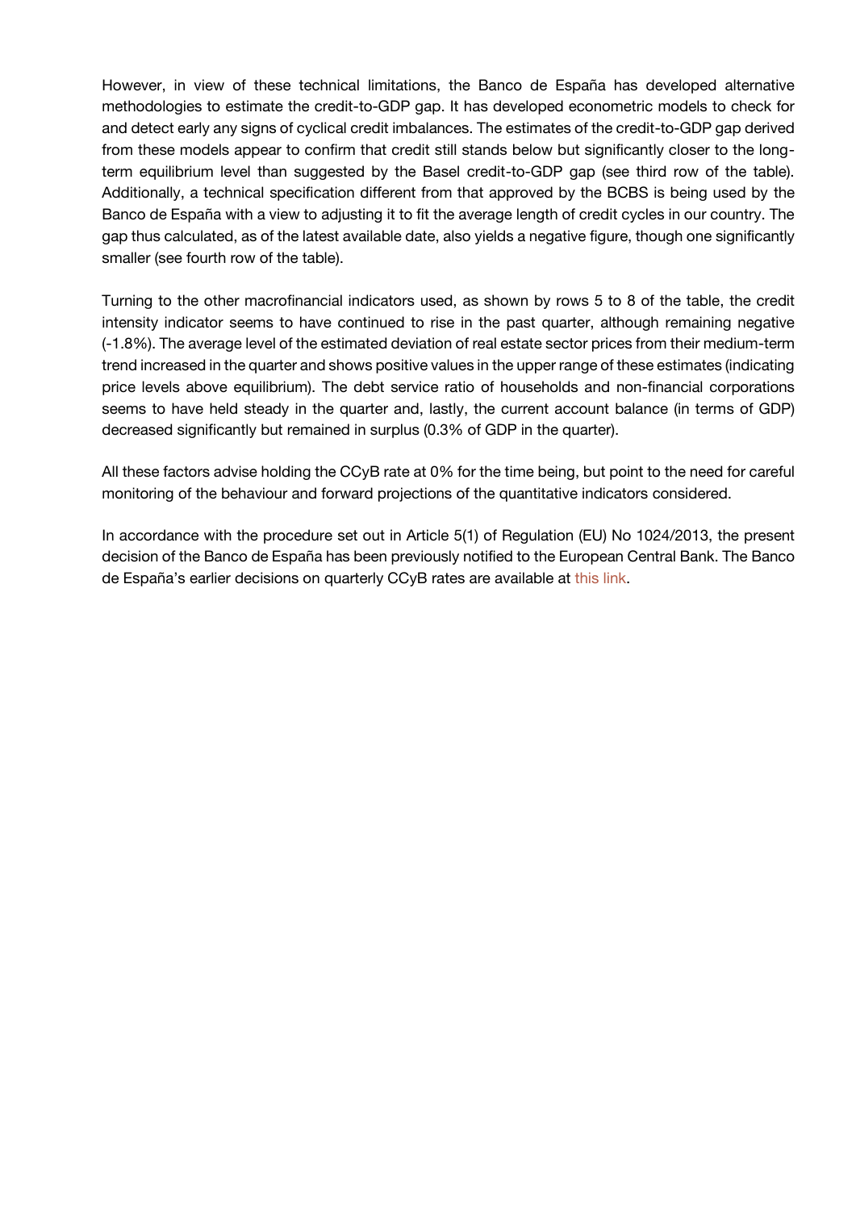However, in view of these technical limitations, the Banco de España has developed alternative methodologies to estimate the credit-to-GDP gap. It has developed econometric models to check for and detect early any signs of cyclical credit imbalances. The estimates of the credit-to-GDP gap derived from these models appear to confirm that credit still stands below but significantly closer to the long-term equilibrium level than suggested by the Basel credit-to-GDP gap (see third row of the table). Additionally, a technical specification different from that approved by the BCBS is being used by the Banco de España with a view to adjusting it to fit the average length of credit cycles in our country. The gap thus calculated, as of the latest available date, also yields a negative figure, though one significantly smaller (see fourth row of the table).

Turning to the other macrofinancial indicators used, as shown by rows 5 to 8 of the table, the credit intensity indicator seems to have continued to rise in the past quarter, although remaining negative (-1.8%). The average level of the estimated deviation of real estate sector prices from their medium-term trend increased in the quarter and shows positive values in the upper range of these estimates (indicating price levels above equilibrium). The debt service ratio of households and non-financial corporations seems to have held steady in the quarter and, lastly, the current account balance (in terms of GDP) decreased significantly but remained in surplus (0.3% of GDP in the quarter).

All these factors advise holding the CCyB rate at 0% for the time being, but point to the need for careful monitoring of the behaviour and forward projections of the quantitative indicators considered.

In accordance with the procedure set out in Article 5(1) of Regulation (EU) No 1024/2013, the present decision of the Banco de España has been previously notified to the European Central Bank. The Banco de España's earlier decisions on quarterly CCyB rates are available at this link.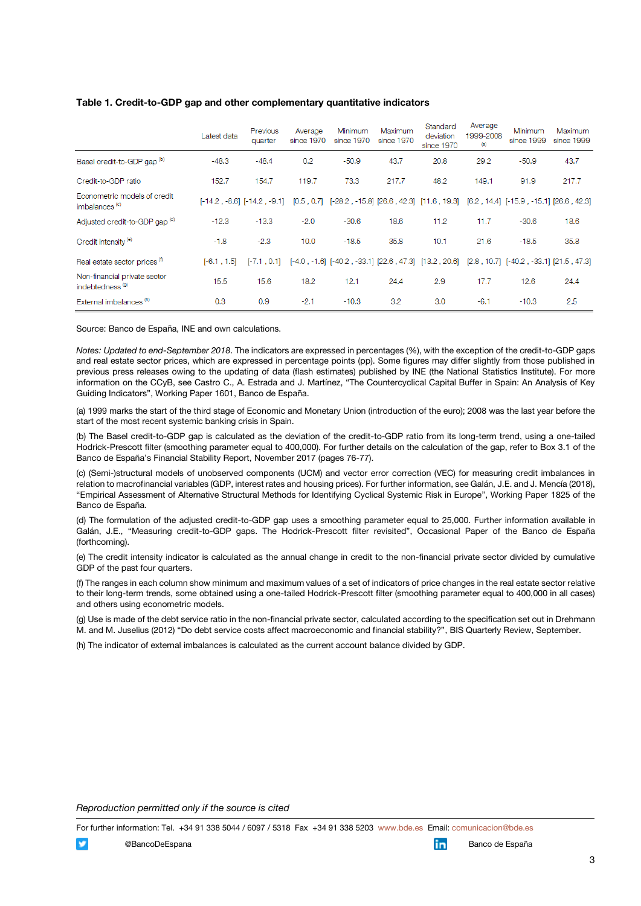**Table 1. Credit-to-GDP gap and other complementary quantitative indicators**

| | Latest data | Previous quarter | Average since 1970 | Minimum since 1970 | Maximum since 1970 | Standard deviation since 1970 | Average 1999-2008 [(a)] | Minimum since 1999 | Maximum since 1999 |
|---|---|---|---|---|---|---|---|---|---|
| Basel credit-to-GDP gap [(b)] | -48.3 | -48.4 | 0.2 | -50.9 | 43.7 | 20.8 | 29.2 | -50.9 | 43.7 |
| Credit-to-GDP ratio | 152.7 | 154.7 | 119.7 | 73.3 | 217.7 | 48.2 | 149.1 | 91.9 | 217.7 |
| Econometric models of credit imbalances [(c)] | [-14.2 , -8.6] | [-14.2 , -9.1] | [0.5 , 0.7] | [-28.2 , -15.8] | [26.6 , 42.3] | [11.6 , 19.3] | [6.2 , 14.4] | [-15.9 , -15.1] | [26.6 , 42.3] |
| Adjusted credit-to-GDP gap [(d)] | -12.3 | -13.3 | -2.0 | -30.6 | 18.6 | 11.2 | 11.7 | -30.6 | 18.6 |
| Credit intensity [(e)] | -1.8 | -2.3 | 10.0 | -18.5 | 35.8 | 10.1 | 21.6 | -18.5 | 35.8 |
| Real estate sector prices [(f)] | [-6.1 , 1.5] | [-7.1 , 0.1] | [-4.0 , -1.6] | [-40.2 , -33.1] | [22.6 , 47.3] | [13.2 , 20.6] | [2.8 , 10.7] | [-40.2 , -33.1] | [21.5 , 47.3] |
| Non-financial private sector indebtedness [(g)] | 15.5 | 15.6 | 18.2 | 12.1 | 24.4 | 2.9 | 17.7 | 12.6 | 24.4 |
| External imbalances [(h)] | 0.3 | 0.9 | -2.1 | -10.3 | 3.2 | 3.0 | -6.1 | -10.3 | 2.5 |

Source: Banco de España, INE and own calculations.

*Notes: Updated to end-September 2018*. The indicators are expressed in percentages (%), with the exception of the credit-to-GDP gaps and real estate sector prices, which are expressed in percentage points (pp). Some figures may differ slightly from those published in previous press releases owing to the updating of data (flash estimates) published by INE (the National Statistics Institute). For more information on the CCyB, see Castro C., A. Estrada and J. Martínez, "The Countercyclical Capital Buffer in Spain: An Analysis of Key Guiding Indicators", Working Paper 1601, Banco de España.

(a) 1999 marks the start of the third stage of Economic and Monetary Union (introduction of the euro); 2008 was the last year before the start of the most recent systemic banking crisis in Spain.

(b) The Basel credit-to-GDP gap is calculated as the deviation of the credit-to-GDP ratio from its long-term trend, using a one-tailed Hodrick-Prescott filter (smoothing parameter equal to 400,000). For further details on the calculation of the gap, refer to Box 3.1 of the Banco de España's Financial Stability Report, November 2017 (pages 76-77).

(c) (Semi-)structural models of unobserved components (UCM) and vector error correction (VEC) for measuring credit imbalances in relation to macrofinancial variables (GDP, interest rates and housing prices). For further information, see Galán, J.E. and J. Mencía (2018), "Empirical Assessment of Alternative Structural Methods for Identifying Cyclical Systemic Risk in Europe", Working Paper 1825 of the Banco de España.

(d) The formulation of the adjusted credit-to-GDP gap uses a smoothing parameter equal to 25,000. Further information available in Galán, J.E., "Measuring credit-to-GDP gaps. The Hodrick-Prescott filter revisited", Occasional Paper of the Banco de España (forthcoming).

(e) The credit intensity indicator is calculated as the annual change in credit to the non-financial private sector divided by cumulative GDP of the past four quarters.

(f) The ranges in each column show minimum and maximum values of a set of indicators of price changes in the real estate sector relative to their long-term trends, some obtained using a one-tailed Hodrick-Prescott filter (smoothing parameter equal to 400,000 in all cases) and others using econometric models.

(g) Use is made of the debt service ratio in the non-financial private sector, calculated according to the specification set out in Drehmann M. and M. Juselius (2012) "Do debt service costs affect macroeconomic and financial stability?", BIS Quarterly Review, September.

(h) The indicator of external imbalances is calculated as the current account balance divided by GDP.

*Reproduction permitted only if the source is cited*

For further information: Tel. +34 91 338 5044 / 6097 / 5318 Fax +34 91 338 5203 www.bde.es Email: comunicacion@bde.es

@BancoDeEspana

Banco de España